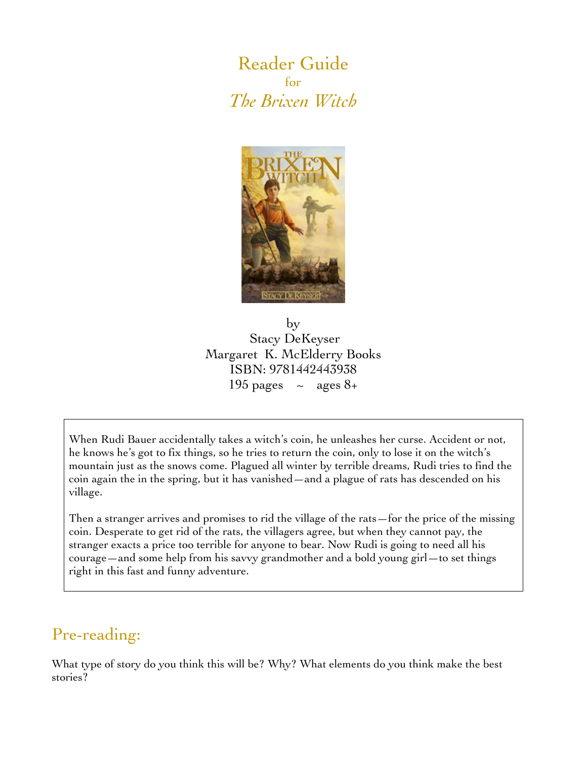# Reader Guide
for
*The Brixen Witch*

by
Stacy DeKeyser
Margaret K. McElderry Books
ISBN: 9781442443938
195 pages ~ ages 8+

When Rudi Bauer accidentally takes a witch's coin, he unleashes her curse. Accident or not, he knows he's got to fix things, so he tries to return the coin, only to lose it on the witch's mountain just as the snows come. Plagued all winter by terrible dreams, Rudi tries to find the coin again the in the spring, but it has vanished—and a plague of rats has descended on his village.

Then a stranger arrives and promises to rid the village of the rats—for the price of the missing coin. Desperate to get rid of the rats, the villagers agree, but when they cannot pay, the stranger exacts a price too terrible for anyone to bear. Now Rudi is going to need all his courage—and some help from his savvy grandmother and a bold young girl—to set things right in this fast and funny adventure.

## Pre-reading:

What type of story do you think this will be? Why? What elements do you think make the best stories?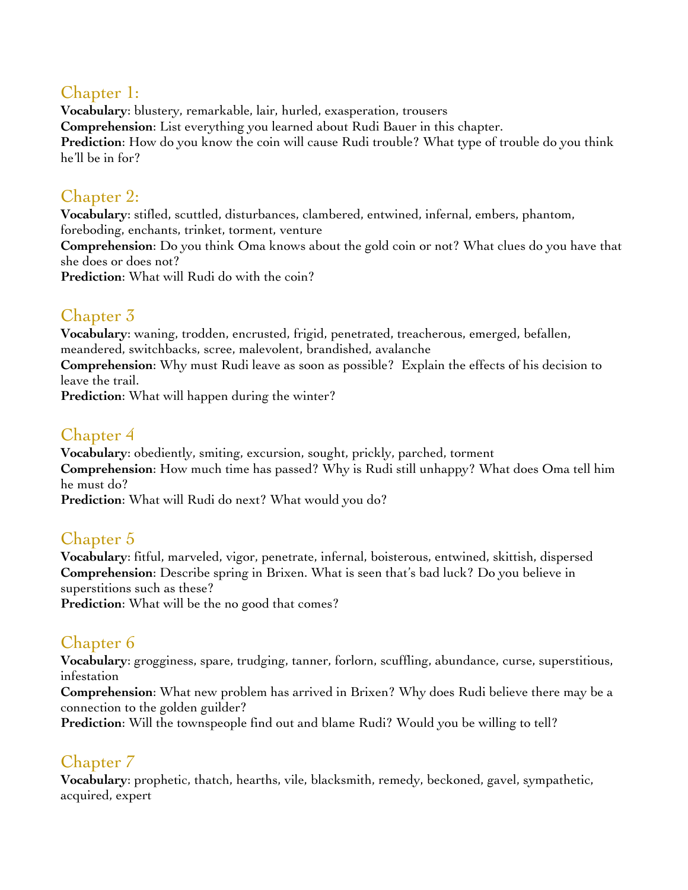## Chapter 1:

**Vocabulary**: blustery, remarkable, lair, hurled, exasperation, trousers
**Comprehension**: List everything you learned about Rudi Bauer in this chapter.
**Prediction**: How do you know the coin will cause Rudi trouble? What type of trouble do you think he'll be in for?

## Chapter 2:

**Vocabulary**: stifled, scuttled, disturbances, clambered, entwined, infernal, embers, phantom, foreboding, enchants, trinket, torment, venture
**Comprehension**: Do you think Oma knows about the gold coin or not? What clues do you have that she does or does not?
**Prediction**: What will Rudi do with the coin?

## Chapter 3

**Vocabulary**: waning, trodden, encrusted, frigid, penetrated, treacherous, emerged, befallen, meandered, switchbacks, scree, malevolent, brandished, avalanche
**Comprehension**: Why must Rudi leave as soon as possible? Explain the effects of his decision to leave the trail.
**Prediction**: What will happen during the winter?

## Chapter 4

**Vocabulary**: obediently, smiting, excursion, sought, prickly, parched, torment
**Comprehension**: How much time has passed? Why is Rudi still unhappy? What does Oma tell him he must do?
**Prediction**: What will Rudi do next? What would you do?

## Chapter 5

**Vocabulary**: fitful, marveled, vigor, penetrate, infernal, boisterous, entwined, skittish, dispersed
**Comprehension**: Describe spring in Brixen. What is seen that's bad luck? Do you believe in superstitions such as these?
**Prediction**: What will be the no good that comes?

## Chapter 6

**Vocabulary**: grogginess, spare, trudging, tanner, forlorn, scuffling, abundance, curse, superstitious, infestation
**Comprehension**: What new problem has arrived in Brixen? Why does Rudi believe there may be a connection to the golden guilder?
**Prediction**: Will the townspeople find out and blame Rudi? Would you be willing to tell?

## Chapter 7

**Vocabulary**: prophetic, thatch, hearths, vile, blacksmith, remedy, beckoned, gavel, sympathetic, acquired, expert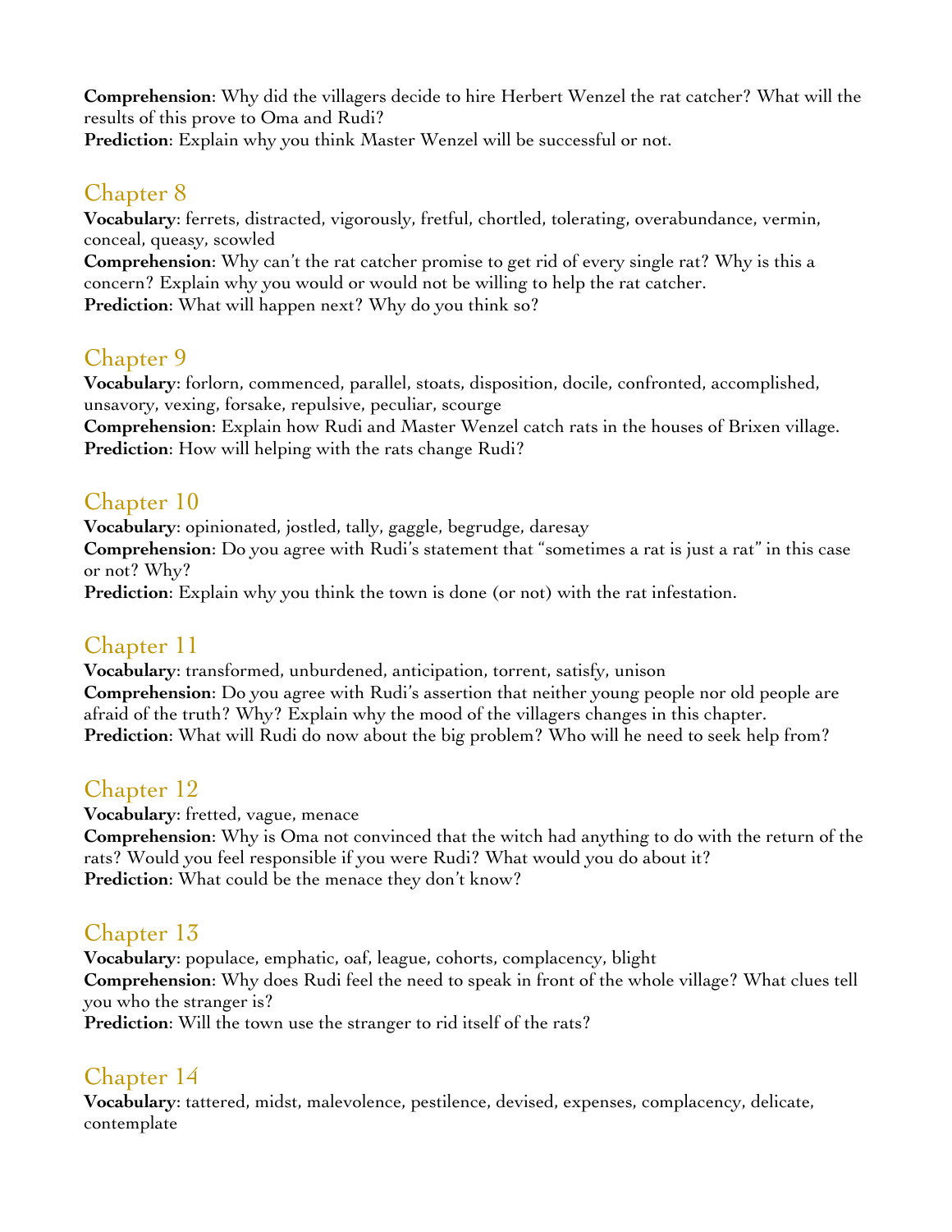**Comprehension**: Why did the villagers decide to hire Herbert Wenzel the rat catcher? What will the results of this prove to Oma and Rudi?
**Prediction**: Explain why you think Master Wenzel will be successful or not.

## Chapter 8

**Vocabulary**: ferrets, distracted, vigorously, fretful, chortled, tolerating, overabundance, vermin, conceal, queasy, scowled
**Comprehension**: Why can't the rat catcher promise to get rid of every single rat? Why is this a concern? Explain why you would or would not be willing to help the rat catcher.
**Prediction**: What will happen next? Why do you think so?

## Chapter 9

**Vocabulary**: forlorn, commenced, parallel, stoats, disposition, docile, confronted, accomplished, unsavory, vexing, forsake, repulsive, peculiar, scourge
**Comprehension**: Explain how Rudi and Master Wenzel catch rats in the houses of Brixen village.
**Prediction**: How will helping with the rats change Rudi?

## Chapter 10

**Vocabulary**: opinionated, jostled, tally, gaggle, begrudge, daresay
**Comprehension**: Do you agree with Rudi's statement that "sometimes a rat is just a rat" in this case or not? Why?
**Prediction**: Explain why you think the town is done (or not) with the rat infestation.

## Chapter 11

**Vocabulary**: transformed, unburdened, anticipation, torrent, satisfy, unison
**Comprehension**: Do you agree with Rudi's assertion that neither young people nor old people are afraid of the truth? Why? Explain why the mood of the villagers changes in this chapter.
**Prediction**: What will Rudi do now about the big problem? Who will he need to seek help from?

## Chapter 12

**Vocabulary**: fretted, vague, menace
**Comprehension**: Why is Oma not convinced that the witch had anything to do with the return of the rats? Would you feel responsible if you were Rudi? What would you do about it?
**Prediction**: What could be the menace they don't know?

## Chapter 13

**Vocabulary**: populace, emphatic, oaf, league, cohorts, complacency, blight
**Comprehension**: Why does Rudi feel the need to speak in front of the whole village? What clues tell you who the stranger is?
**Prediction**: Will the town use the stranger to rid itself of the rats?

## Chapter 14

**Vocabulary**: tattered, midst, malevolence, pestilence, devised, expenses, complacency, delicate, contemplate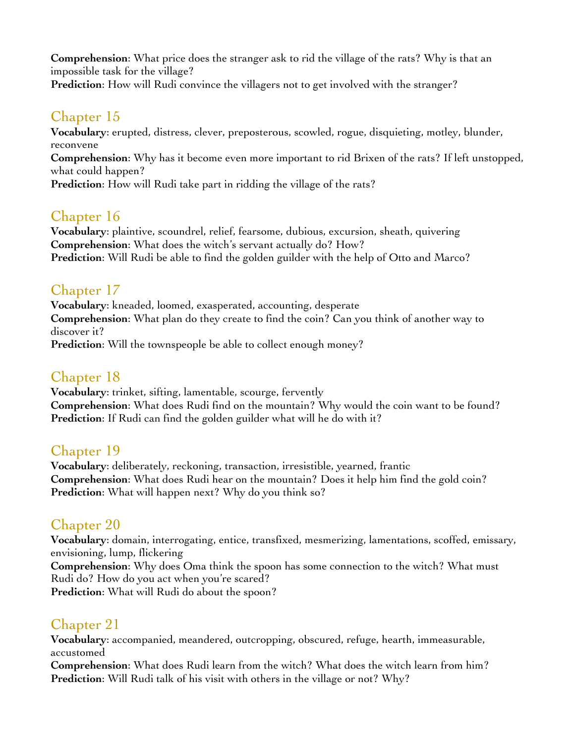**Comprehension**: What price does the stranger ask to rid the village of the rats? Why is that an impossible task for the village?
**Prediction**: How will Rudi convince the villagers not to get involved with the stranger?

## Chapter 15

**Vocabulary**: erupted, distress, clever, preposterous, scowled, rogue, disquieting, motley, blunder, reconvene
**Comprehension**: Why has it become even more important to rid Brixen of the rats? If left unstopped, what could happen?
**Prediction**: How will Rudi take part in ridding the village of the rats?

## Chapter 16

**Vocabulary**: plaintive, scoundrel, relief, fearsome, dubious, excursion, sheath, quivering
**Comprehension**: What does the witch's servant actually do? How?
**Prediction**: Will Rudi be able to find the golden guilder with the help of Otto and Marco?

## Chapter 17

**Vocabulary**: kneaded, loomed, exasperated, accounting, desperate
**Comprehension**: What plan do they create to find the coin? Can you think of another way to discover it?
**Prediction**: Will the townspeople be able to collect enough money?

## Chapter 18

**Vocabulary**: trinket, sifting, lamentable, scourge, fervently
**Comprehension**: What does Rudi find on the mountain? Why would the coin want to be found?
**Prediction**: If Rudi can find the golden guilder what will he do with it?

## Chapter 19

**Vocabulary**: deliberately, reckoning, transaction, irresistible, yearned, frantic
**Comprehension**: What does Rudi hear on the mountain? Does it help him find the gold coin?
**Prediction**: What will happen next? Why do you think so?

## Chapter 20

**Vocabulary**: domain, interrogating, entice, transfixed, mesmerizing, lamentations, scoffed, emissary, envisioning, lump, flickering
**Comprehension**: Why does Oma think the spoon has some connection to the witch? What must Rudi do? How do you act when you're scared?
**Prediction**: What will Rudi do about the spoon?

## Chapter 21

**Vocabulary**: accompanied, meandered, outcropping, obscured, refuge, hearth, immeasurable, accustomed
**Comprehension**: What does Rudi learn from the witch? What does the witch learn from him?
**Prediction**: Will Rudi talk of his visit with others in the village or not? Why?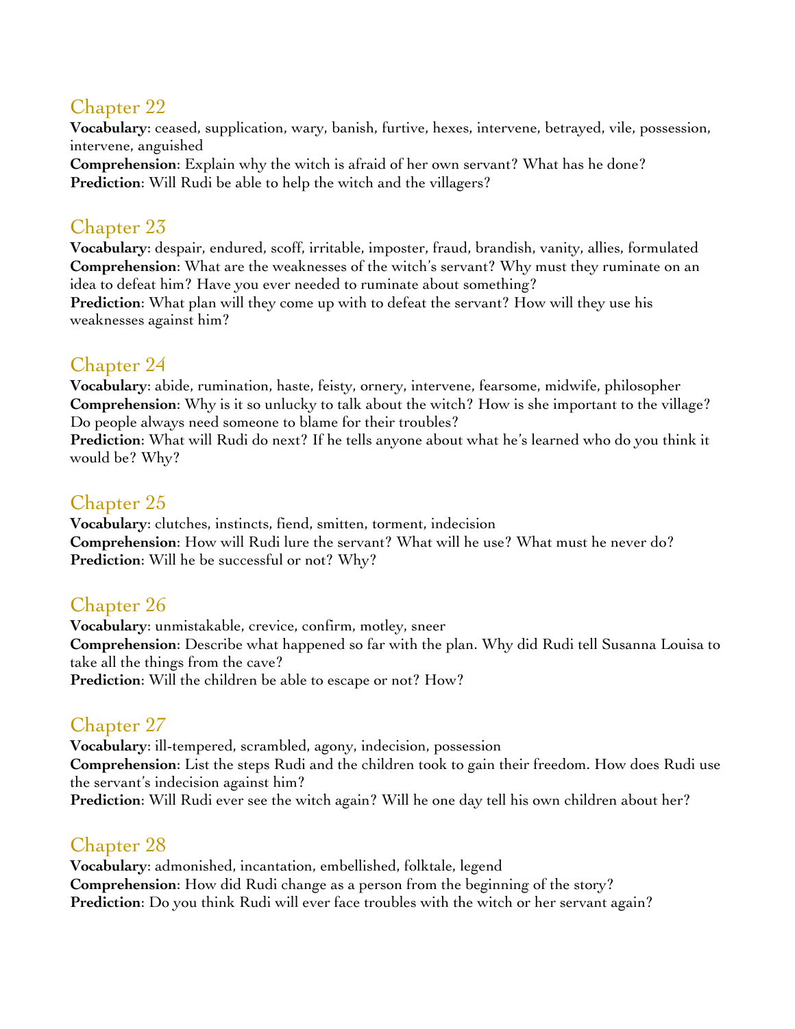## Chapter 22

**Vocabulary**: ceased, supplication, wary, banish, furtive, hexes, intervene, betrayed, vile, possession, intervene, anguished

**Comprehension**: Explain why the witch is afraid of her own servant? What has he done?

**Prediction**: Will Rudi be able to help the witch and the villagers?

## Chapter 23

**Vocabulary**: despair, endured, scoff, irritable, imposter, fraud, brandish, vanity, allies, formulated

**Comprehension**: What are the weaknesses of the witch's servant? Why must they ruminate on an idea to defeat him? Have you ever needed to ruminate about something?

**Prediction**: What plan will they come up with to defeat the servant? How will they use his weaknesses against him?

## Chapter 24

**Vocabulary**: abide, rumination, haste, feisty, ornery, intervene, fearsome, midwife, philosopher

**Comprehension**: Why is it so unlucky to talk about the witch? How is she important to the village? Do people always need someone to blame for their troubles?

**Prediction**: What will Rudi do next? If he tells anyone about what he's learned who do you think it would be? Why?

## Chapter 25

**Vocabulary**: clutches, instincts, fiend, smitten, torment, indecision

**Comprehension**: How will Rudi lure the servant? What will he use? What must he never do?

**Prediction**: Will he be successful or not? Why?

## Chapter 26

**Vocabulary**: unmistakable, crevice, confirm, motley, sneer

**Comprehension**: Describe what happened so far with the plan. Why did Rudi tell Susanna Louisa to take all the things from the cave?

**Prediction**: Will the children be able to escape or not? How?

## Chapter 27

**Vocabulary**: ill-tempered, scrambled, agony, indecision, possession

**Comprehension**: List the steps Rudi and the children took to gain their freedom. How does Rudi use the servant's indecision against him?

**Prediction**: Will Rudi ever see the witch again? Will he one day tell his own children about her?

## Chapter 28

**Vocabulary**: admonished, incantation, embellished, folktale, legend

**Comprehension**: How did Rudi change as a person from the beginning of the story?

**Prediction**: Do you think Rudi will ever face troubles with the witch or her servant again?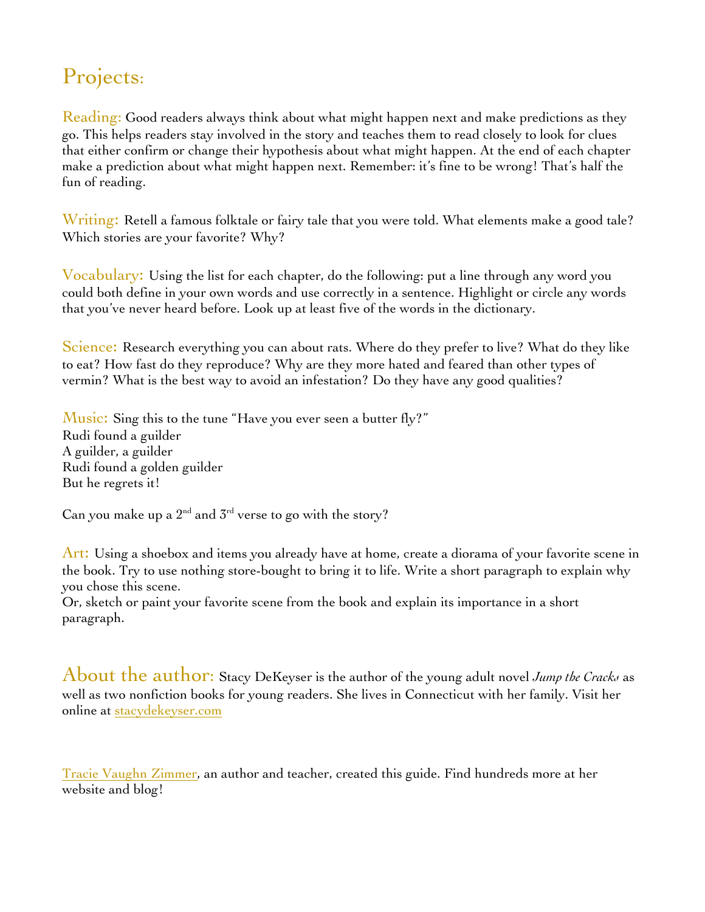# Projects:

**Reading:** Good readers always think about what might happen next and make predictions as they go. This helps readers stay involved in the story and teaches them to read closely to look for clues that either confirm or change their hypothesis about what might happen. At the end of each chapter make a prediction about what might happen next. Remember: it's fine to be wrong! That's half the fun of reading.

**Writing:** Retell a famous folktale or fairy tale that you were told. What elements make a good tale? Which stories are your favorite? Why?

**Vocabulary:** Using the list for each chapter, do the following: put a line through any word you could both define in your own words and use correctly in a sentence. Highlight or circle any words that you've never heard before. Look up at least five of the words in the dictionary.

**Science:** Research everything you can about rats. Where do they prefer to live? What do they like to eat? How fast do they reproduce? Why are they more hated and feared than other types of vermin? What is the best way to avoid an infestation? Do they have any good qualities?

**Music:** Sing this to the tune "Have you ever seen a butter fly?"
Rudi found a guilder
A guilder, a guilder
Rudi found a golden guilder
But he regrets it!

Can you make up a 2nd and 3rd verse to go with the story?

**Art:** Using a shoebox and items you already have at home, create a diorama of your favorite scene in the book. Try to use nothing store-bought to bring it to life. Write a short paragraph to explain why you chose this scene.
Or, sketch or paint your favorite scene from the book and explain its importance in a short paragraph.

**About the author:** Stacy DeKeyser is the author of the young adult novel *Jump the Cracks* as well as two nonfiction books for young readers. She lives in Connecticut with her family. Visit her online at stacydekeyser.com

Tracie Vaughn Zimmer, an author and teacher, created this guide. Find hundreds more at her website and blog!